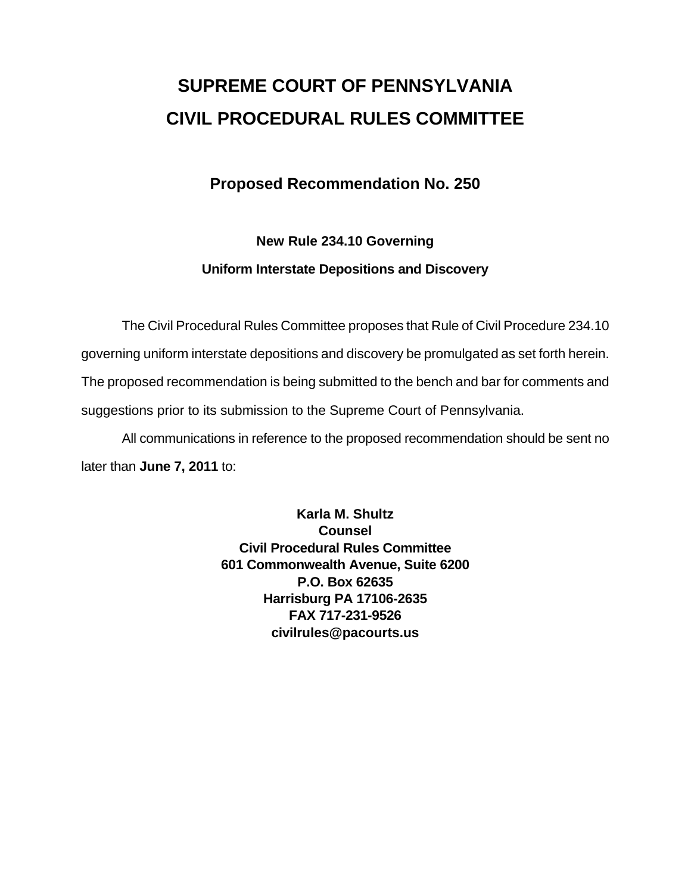# SUPREME COURT OF PENNSYLVANIA
# CIVIL PROCEDURAL RULES COMMITTEE

## Proposed Recommendation No. 250

### New Rule 234.10 Governing
### Uniform Interstate Depositions and Discovery

The Civil Procedural Rules Committee proposes that Rule of Civil Procedure 234.10 governing uniform interstate depositions and discovery be promulgated as set forth herein. The proposed recommendation is being submitted to the bench and bar for comments and suggestions prior to its submission to the Supreme Court of Pennsylvania.

All communications in reference to the proposed recommendation should be sent no later than **June 7, 2011** to:

**Karla M. Shultz**
**Counsel**
**Civil Procedural Rules Committee**
**601 Commonwealth Avenue, Suite 6200**
**P.O. Box 62635**
**Harrisburg PA 17106-2635**
**FAX 717-231-9526**
**civilrules@pacourts.us**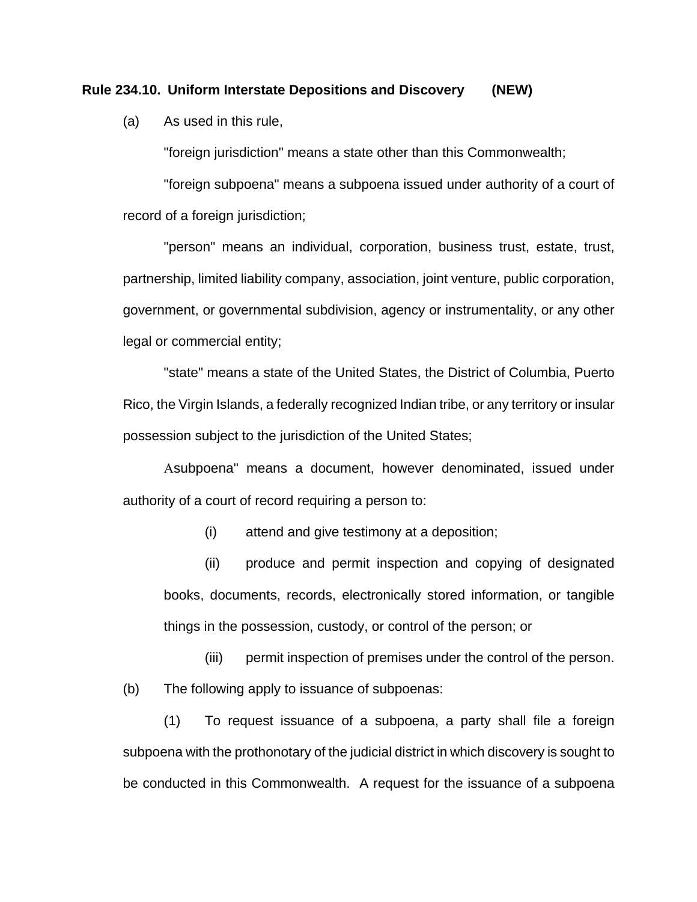**Rule 234.10. Uniform Interstate Depositions and Discovery (NEW)**

(a) As used in this rule,

"foreign jurisdiction" means a state other than this Commonwealth;

"foreign subpoena" means a subpoena issued under authority of a court of record of a foreign jurisdiction;

"person" means an individual, corporation, business trust, estate, trust, partnership, limited liability company, association, joint venture, public corporation, government, or governmental subdivision, agency or instrumentality, or any other legal or commercial entity;

"state" means a state of the United States, the District of Columbia, Puerto Rico, the Virgin Islands, a federally recognized Indian tribe, or any territory or insular possession subject to the jurisdiction of the United States;

Asubpoena" means a document, however denominated, issued under authority of a court of record requiring a person to:

(i) attend and give testimony at a deposition;

(ii) produce and permit inspection and copying of designated books, documents, records, electronically stored information, or tangible things in the possession, custody, or control of the person; or

(iii) permit inspection of premises under the control of the person.

(b) The following apply to issuance of subpoenas:

(1) To request issuance of a subpoena, a party shall file a foreign subpoena with the prothonotary of the judicial district in which discovery is sought to be conducted in this Commonwealth. A request for the issuance of a subpoena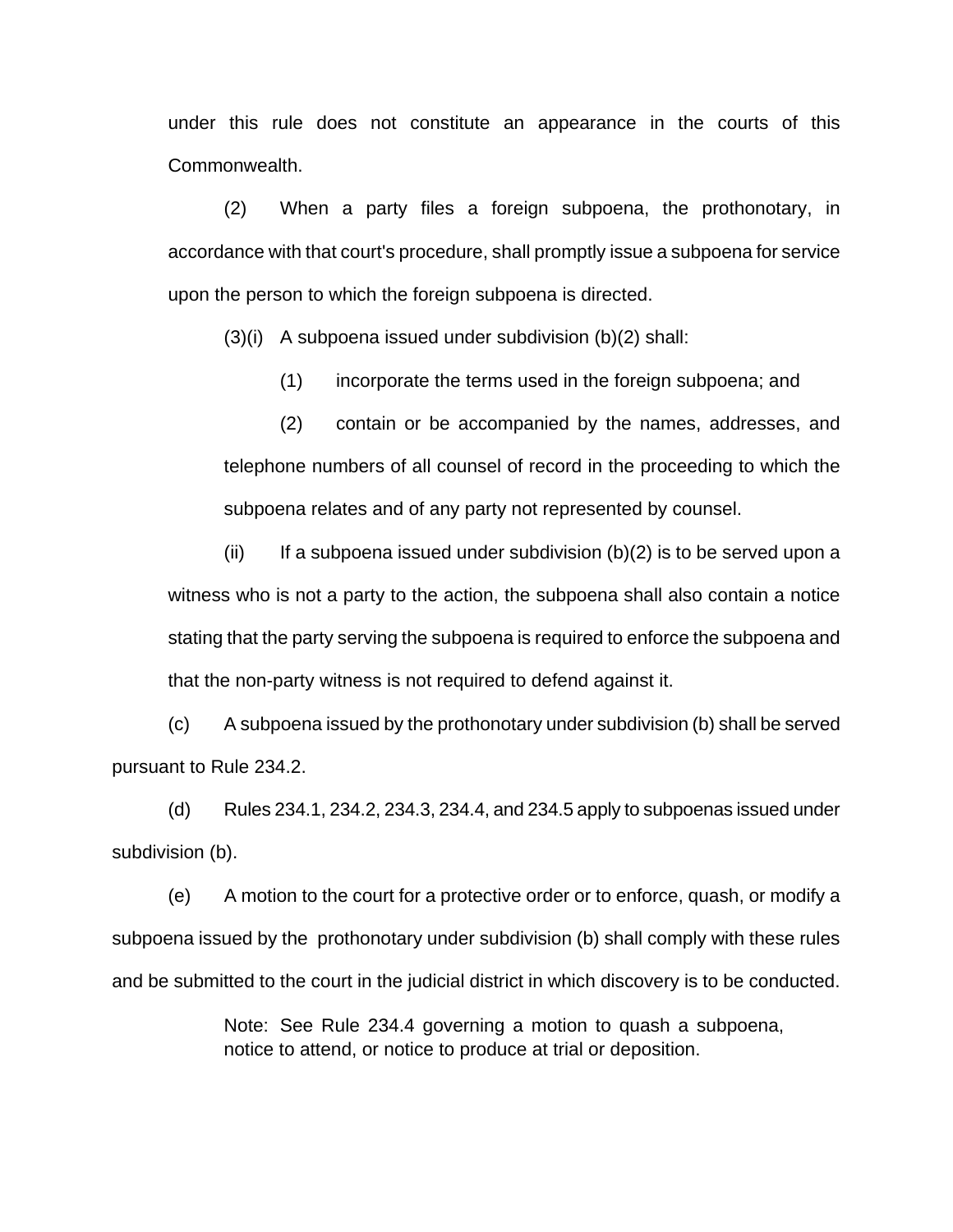under this rule does not constitute an appearance in the courts of this Commonwealth.

(2) When a party files a foreign subpoena, the prothonotary, in accordance with that court's procedure, shall promptly issue a subpoena for service upon the person to which the foreign subpoena is directed.

(3)(i) A subpoena issued under subdivision (b)(2) shall:

(1) incorporate the terms used in the foreign subpoena; and

(2) contain or be accompanied by the names, addresses, and telephone numbers of all counsel of record in the proceeding to which the subpoena relates and of any party not represented by counsel.

(ii) If a subpoena issued under subdivision (b)(2) is to be served upon a witness who is not a party to the action, the subpoena shall also contain a notice stating that the party serving the subpoena is required to enforce the subpoena and that the non-party witness is not required to defend against it.

(c) A subpoena issued by the prothonotary under subdivision (b) shall be served pursuant to Rule 234.2.

(d) Rules 234.1, 234.2, 234.3, 234.4, and 234.5 apply to subpoenas issued under subdivision (b).

(e) A motion to the court for a protective order or to enforce, quash, or modify a subpoena issued by the prothonotary under subdivision (b) shall comply with these rules and be submitted to the court in the judicial district in which discovery is to be conducted.

Note: See Rule 234.4 governing a motion to quash a subpoena, notice to attend, or notice to produce at trial or deposition.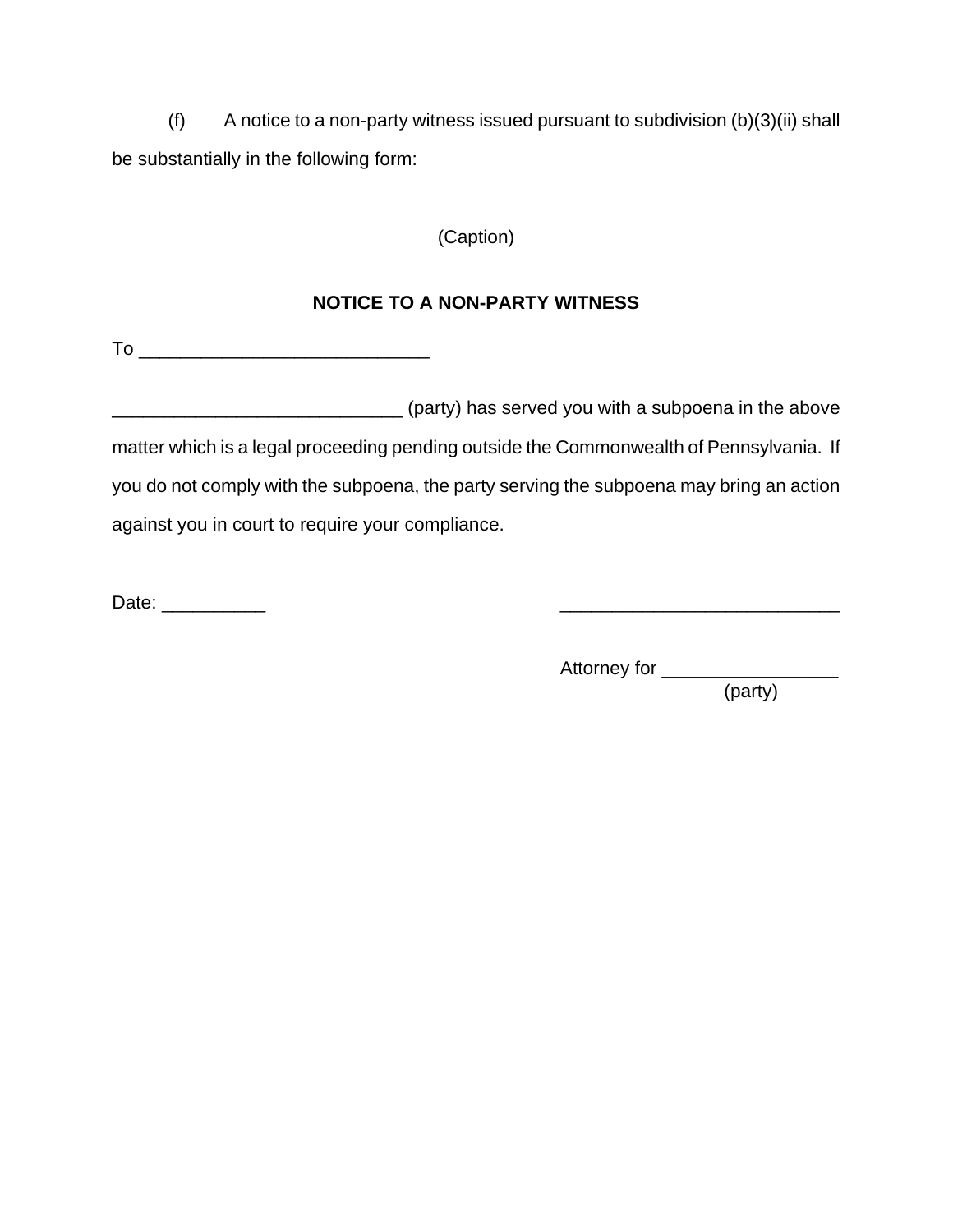(f) A notice to a non-party witness issued pursuant to subdivision (b)(3)(ii) shall be substantially in the following form:

(Caption)

**NOTICE TO A NON-PARTY WITNESS**

To ___________________________

___________________________ (party) has served you with a subpoena in the above matter which is a legal proceeding pending outside the Commonwealth of Pennsylvania. If you do not comply with the subpoena, the party serving the subpoena may bring an action against you in court to require your compliance.

Date: __________ ___________________________

Attorney for _________________
(party)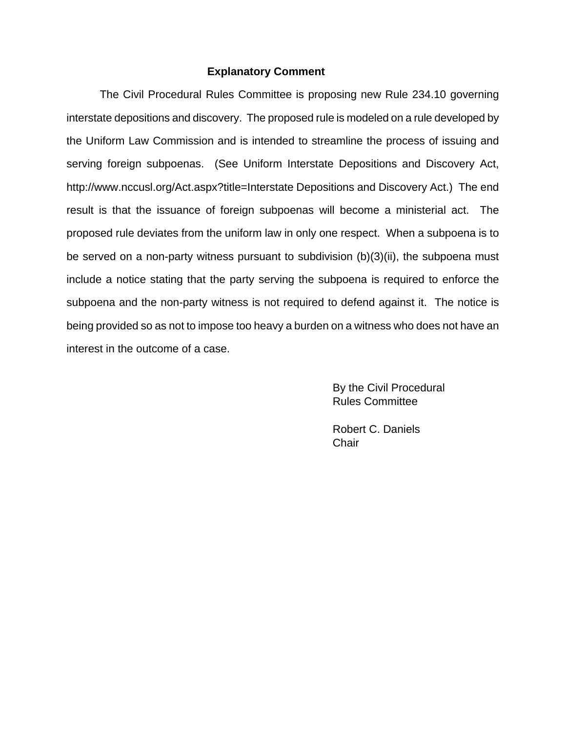**Explanatory Comment**

The Civil Procedural Rules Committee is proposing new Rule 234.10 governing interstate depositions and discovery. The proposed rule is modeled on a rule developed by the Uniform Law Commission and is intended to streamline the process of issuing and serving foreign subpoenas. (See Uniform Interstate Depositions and Discovery Act, http://www.nccusl.org/Act.aspx?title=Interstate Depositions and Discovery Act.) The end result is that the issuance of foreign subpoenas will become a ministerial act. The proposed rule deviates from the uniform law in only one respect. When a subpoena is to be served on a non-party witness pursuant to subdivision (b)(3)(ii), the subpoena must include a notice stating that the party serving the subpoena is required to enforce the subpoena and the non-party witness is not required to defend against it. The notice is being provided so as not to impose too heavy a burden on a witness who does not have an interest in the outcome of a case.

By the Civil Procedural
Rules Committee

Robert C. Daniels
Chair